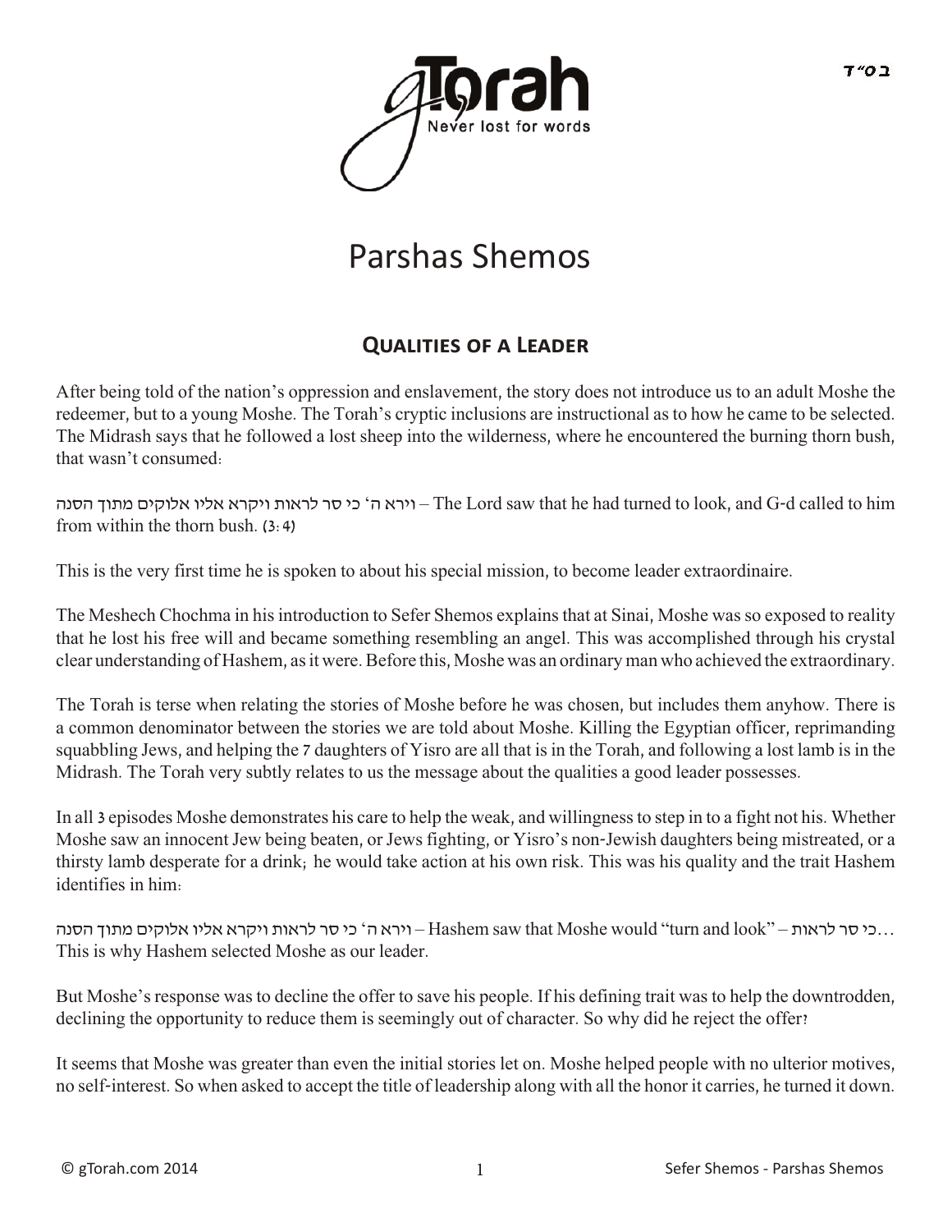בס״ד

# Parshas Shemos

## Qualities of a Leader

After being told of the nation's oppression and enslavement, the story does not introduce us to an adult Moshe the redeemer, but to a young Moshe. The Torah's cryptic inclusions are instructional as to how he came to be selected. The Midrash says that he followed a lost sheep into the wilderness, where he encountered the burning thorn bush, that wasn't consumed:

וירא ה׳ כי סר לראות ויקרא אליו אלוקים מתוך הסנה – The Lord saw that he had turned to look, and G-d called to him from within the thorn bush. (3:4)

This is the very first time he is spoken to about his special mission, to become leader extraordinaire.

The Meshech Chochma in his introduction to Sefer Shemos explains that at Sinai, Moshe was so exposed to reality that he lost his free will and became something resembling an angel. This was accomplished through his crystal clear understanding of Hashem, as it were. Before this, Moshe was an ordinary man who achieved the extraordinary.

The Torah is terse when relating the stories of Moshe before he was chosen, but includes them anyhow. There is a common denominator between the stories we are told about Moshe. Killing the Egyptian officer, reprimanding squabbling Jews, and helping the 7 daughters of Yisro are all that is in the Torah, and following a lost lamb is in the Midrash. The Torah very subtly relates to us the message about the qualities a good leader possesses.

In all 3 episodes Moshe demonstrates his care to help the weak, and willingness to step in to a fight not his. Whether Moshe saw an innocent Jew being beaten, or Jews fighting, or Yisro's non-Jewish daughters being mistreated, or a thirsty lamb desperate for a drink; he would take action at his own risk. This was his quality and the trait Hashem identifies in him:

וירא ה׳ כי סר לראות ויקרא אליו אלוקים מתוך הסנה – Hashem saw that Moshe would "turn and look" – כי סר לראות… This is why Hashem selected Moshe as our leader.

But Moshe's response was to decline the offer to save his people. If his defining trait was to help the downtrodden, declining the opportunity to reduce them is seemingly out of character. So why did he reject the offer?

It seems that Moshe was greater than even the initial stories let on. Moshe helped people with no ulterior motives, no self-interest. So when asked to accept the title of leadership along with all the honor it carries, he turned it down.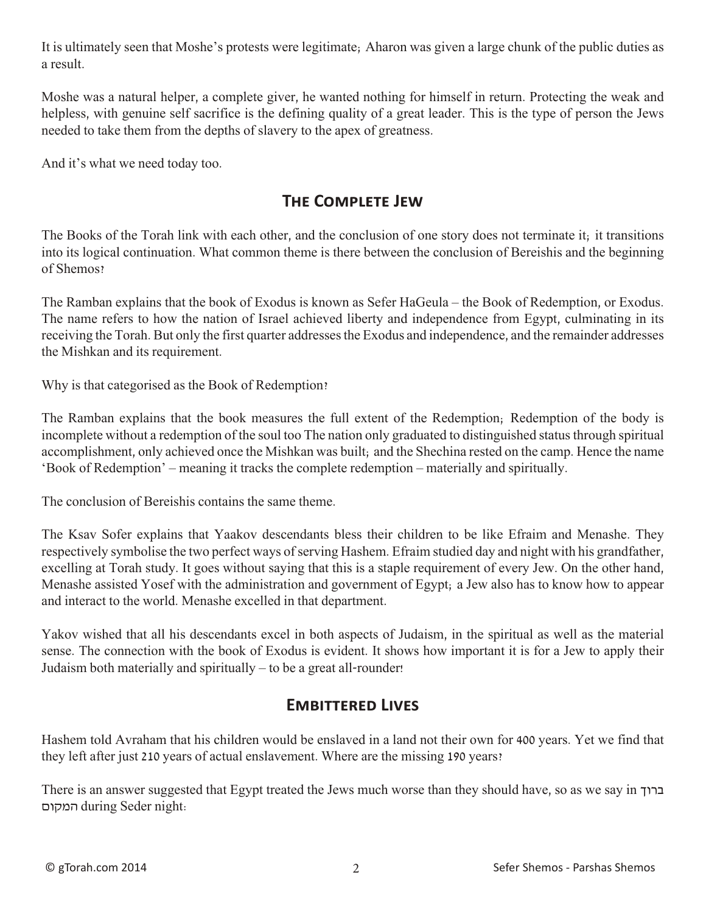It is ultimately seen that Moshe's protests were legitimate; Aharon was given a large chunk of the public duties as a result.

Moshe was a natural helper, a complete giver, he wanted nothing for himself in return. Protecting the weak and helpless, with genuine self sacrifice is the defining quality of a great leader. This is the type of person the Jews needed to take them from the depths of slavery to the apex of greatness.

And it's what we need today too.

## The Complete Jew

The Books of the Torah link with each other, and the conclusion of one story does not terminate it; it transitions into its logical continuation. What common theme is there between the conclusion of Bereishis and the beginning of Shemos?

The Ramban explains that the book of Exodus is known as Sefer HaGeula – the Book of Redemption, or Exodus. The name refers to how the nation of Israel achieved liberty and independence from Egypt, culminating in its receiving the Torah. But only the first quarter addresses the Exodus and independence, and the remainder addresses the Mishkan and its requirement.

Why is that categorised as the Book of Redemption?

The Ramban explains that the book measures the full extent of the Redemption; Redemption of the body is incomplete without a redemption of the soul too The nation only graduated to distinguished status through spiritual accomplishment, only achieved once the Mishkan was built; and the Shechina rested on the camp. Hence the name 'Book of Redemption' – meaning it tracks the complete redemption – materially and spiritually.

The conclusion of Bereishis contains the same theme.

The Ksav Sofer explains that Yaakov descendants bless their children to be like Efraim and Menashe. They respectively symbolise the two perfect ways of serving Hashem. Efraim studied day and night with his grandfather, excelling at Torah study. It goes without saying that this is a staple requirement of every Jew. On the other hand, Menashe assisted Yosef with the administration and government of Egypt; a Jew also has to know how to appear and interact to the world. Menashe excelled in that department.

Yakov wished that all his descendants excel in both aspects of Judaism, in the spiritual as well as the material sense. The connection with the book of Exodus is evident. It shows how important it is for a Jew to apply their Judaism both materially and spiritually – to be a great all-rounder!

## Embittered Lives

Hashem told Avraham that his children would be enslaved in a land not their own for 400 years. Yet we find that they left after just 210 years of actual enslavement. Where are the missing 190 years?

There is an answer suggested that Egypt treated the Jews much worse than they should have, so as we say in ברוך המקום during Seder night: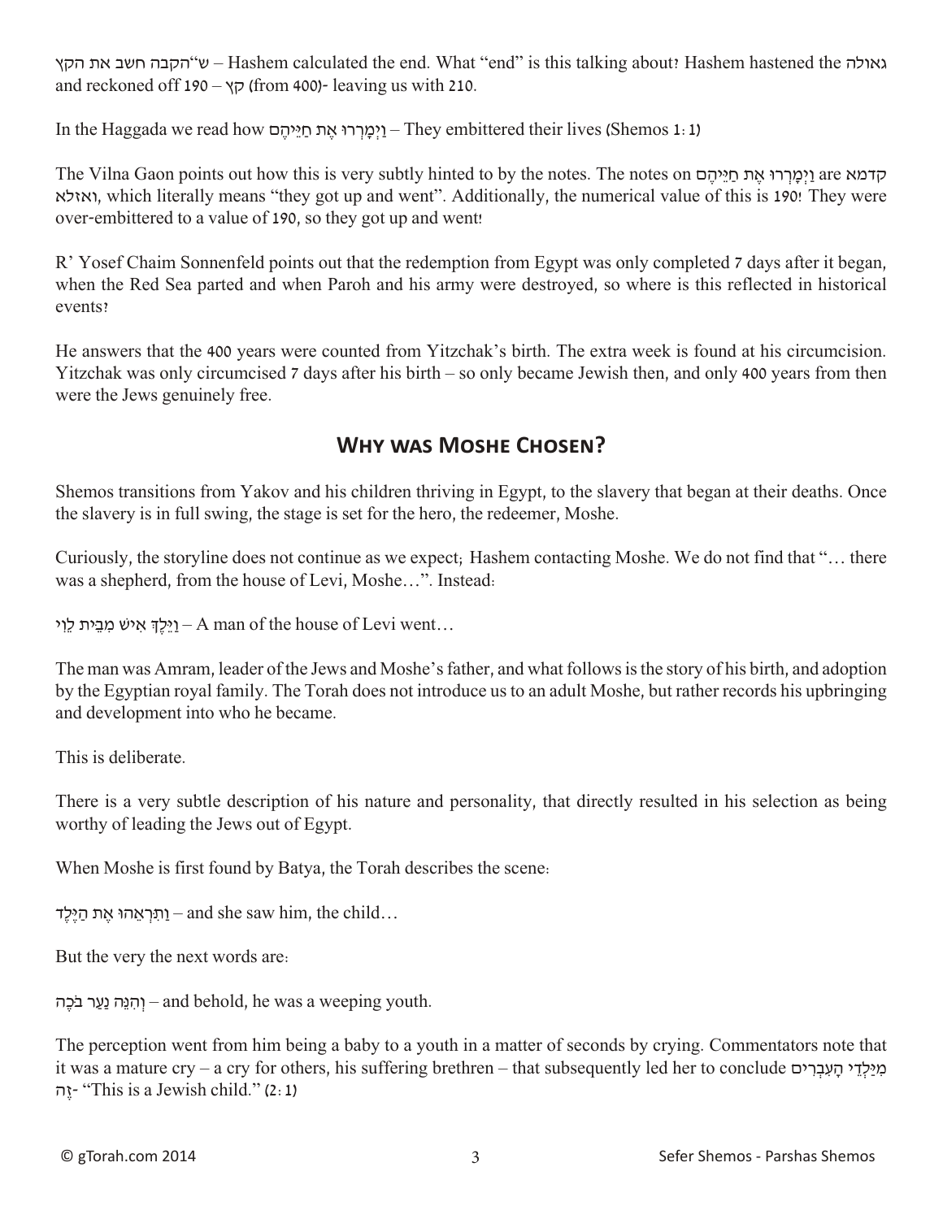הקבה חשב את הקץ"ש – Hashem calculated the end. What "end" is this talking about? Hashem hastened the גאולה and reckoned off 190 – קץ (from 400)- leaving us with 210.

In the Haggada we read how וַיְמָרְרוּ אֶת חַיֵּיהֶם – They embittered their lives (Shemos 1:1)

The Vilna Gaon points out how this is very subtly hinted to by the notes. The notes on וַיְמָרְרוּ אֶת חַיֵּיהֶם are קדמא ואזלא, which literally means "they got up and went". Additionally, the numerical value of this is 190! They were over-embittered to a value of 190, so they got up and went!

R' Yosef Chaim Sonnenfeld points out that the redemption from Egypt was only completed 7 days after it began, when the Red Sea parted and when Paroh and his army were destroyed, so where is this reflected in historical events?

He answers that the 400 years were counted from Yitzchak's birth. The extra week is found at his circumcision. Yitzchak was only circumcised 7 days after his birth – so only became Jewish then, and only 400 years from then were the Jews genuinely free.

## Why was Moshe Chosen?

Shemos transitions from Yakov and his children thriving in Egypt, to the slavery that began at their deaths. Once the slavery is in full swing, the stage is set for the hero, the redeemer, Moshe.

Curiously, the storyline does not continue as we expect; Hashem contacting Moshe. We do not find that "… there was a shepherd, from the house of Levi, Moshe…". Instead:

וַיֵּלֶךְ אִישׁ מִבֵּית לֵוִי – A man of the house of Levi went…

The man was Amram, leader of the Jews and Moshe's father, and what follows is the story of his birth, and adoption by the Egyptian royal family. The Torah does not introduce us to an adult Moshe, but rather records his upbringing and development into who he became.

This is deliberate.

There is a very subtle description of his nature and personality, that directly resulted in his selection as being worthy of leading the Jews out of Egypt.

When Moshe is first found by Batya, the Torah describes the scene:

וַתִּרְאֵהוּ אֶת הַיֶּלֶד – and she saw him, the child…

But the very the next words are:

וְהִנֵּה נַעַר בֹּכֶה – and behold, he was a weeping youth.

The perception went from him being a baby to a youth in a matter of seconds by crying. Commentators note that it was a mature cry – a cry for others, his suffering brethren – that subsequently led her to conclude מִיַּלְדֵי הָעִבְרִים זֶה- "This is a Jewish child." (2:1)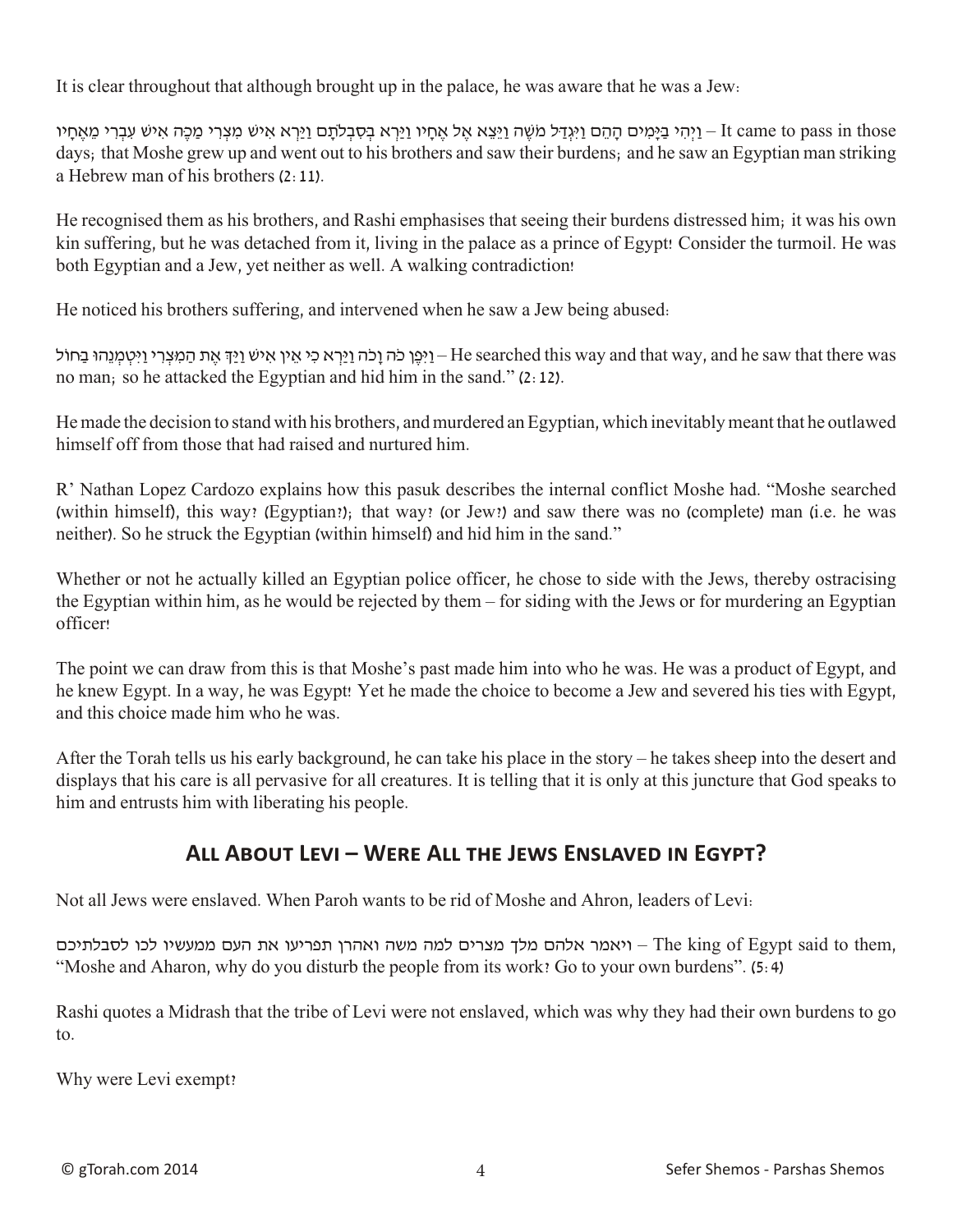It is clear throughout that although brought up in the palace, he was aware that he was a Jew:

וַיְהִי בַּיָּמִים הָהֵם וַיִּגְדַּל מֹשֶׁה וַיֵּצֵא אֶל אֶחָיו וַיַּרְא בְּסִבְלֹתָם וַיַּרְא אִישׁ מִצְרִי מַכֶּה אִישׁ עִבְרִי מֵאֶחָיו – It came to pass in those days; that Moshe grew up and went out to his brothers and saw their burdens; and he saw an Egyptian man striking a Hebrew man of his brothers (2:11).

He recognised them as his brothers, and Rashi emphasises that seeing their burdens distressed him; it was his own kin suffering, but he was detached from it, living in the palace as a prince of Egypt! Consider the turmoil. He was both Egyptian and a Jew, yet neither as well. A walking contradiction!

He noticed his brothers suffering, and intervened when he saw a Jew being abused:

וַיִּפֶן כֹּה וָכֹה וַיַּרְא כִּי אֵין אִישׁ וַיַּךְ אֶת הַמִּצְרִי וַיִּטְמְנֵהוּ בַּחוֹל – He searched this way and that way, and he saw that there was no man; so he attacked the Egyptian and hid him in the sand." (2:12).

He made the decision to stand with his brothers, and murdered an Egyptian, which inevitably meant that he outlawed himself off from those that had raised and nurtured him.

R' Nathan Lopez Cardozo explains how this pasuk describes the internal conflict Moshe had. "Moshe searched (within himself), this way? (Egyptian?); that way? (or Jew?) and saw there was no (complete) man (i.e. he was neither). So he struck the Egyptian (within himself) and hid him in the sand."

Whether or not he actually killed an Egyptian police officer, he chose to side with the Jews, thereby ostracising the Egyptian within him, as he would be rejected by them – for siding with the Jews or for murdering an Egyptian officer!

The point we can draw from this is that Moshe's past made him into who he was. He was a product of Egypt, and he knew Egypt. In a way, he was Egypt! Yet he made the choice to become a Jew and severed his ties with Egypt, and this choice made him who he was.

After the Torah tells us his early background, he can take his place in the story – he takes sheep into the desert and displays that his care is all pervasive for all creatures. It is telling that it is only at this juncture that God speaks to him and entrusts him with liberating his people.

## All About Levi – Were All the Jews Enslaved in Egypt?

Not all Jews were enslaved. When Paroh wants to be rid of Moshe and Ahron, leaders of Levi:

ויאמר אלהם מלך מצרים למה משה ואהרן תפריעו את העם ממעשיו לכו לסבלתיכם – The king of Egypt said to them, "Moshe and Aharon, why do you disturb the people from its work? Go to your own burdens". (5:4)

Rashi quotes a Midrash that the tribe of Levi were not enslaved, which was why they had their own burdens to go to.

Why were Levi exempt?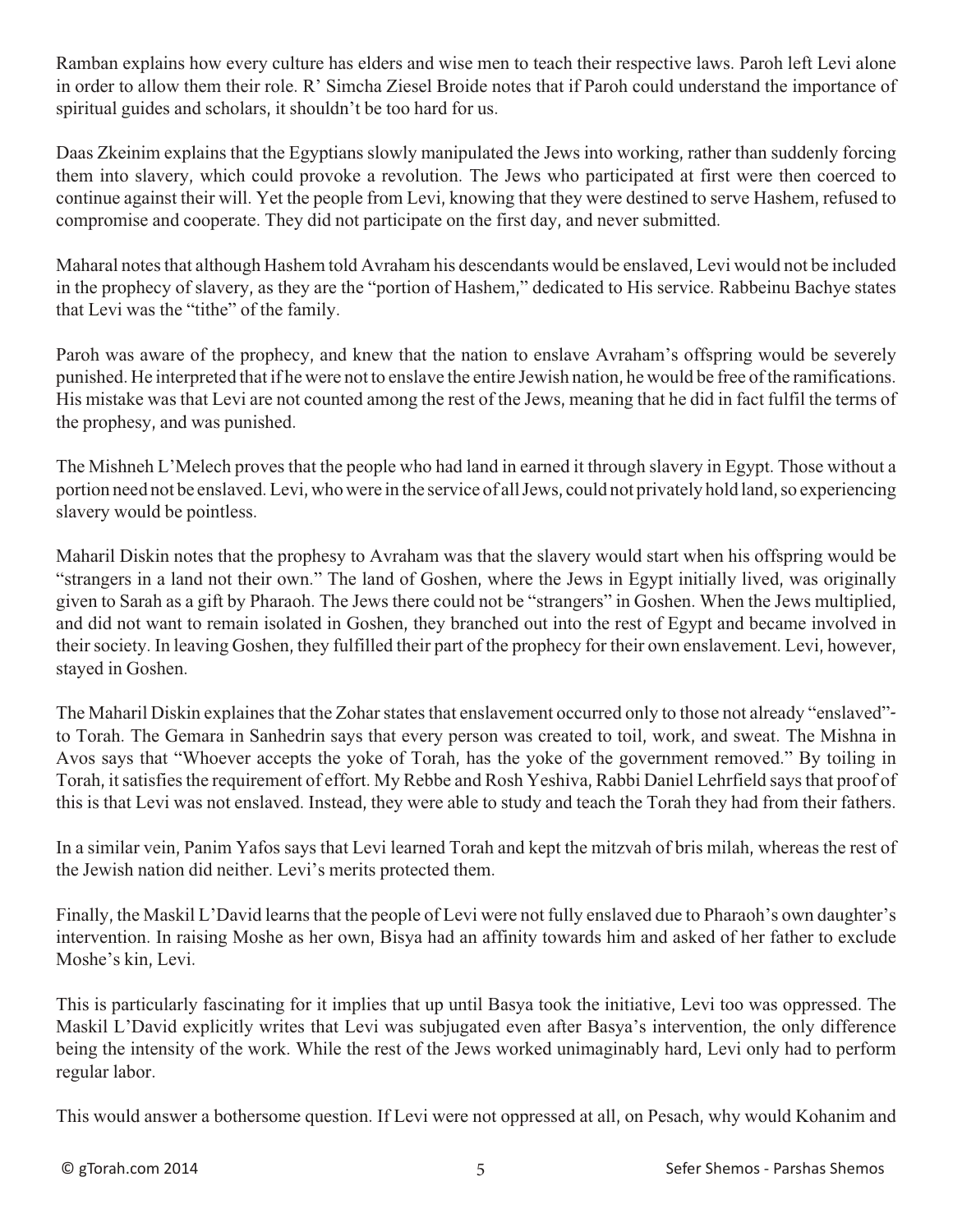Ramban explains how every culture has elders and wise men to teach their respective laws. Paroh left Levi alone in order to allow them their role. R' Simcha Ziesel Broide notes that if Paroh could understand the importance of spiritual guides and scholars, it shouldn't be too hard for us.

Daas Zkeinim explains that the Egyptians slowly manipulated the Jews into working, rather than suddenly forcing them into slavery, which could provoke a revolution. The Jews who participated at first were then coerced to continue against their will. Yet the people from Levi, knowing that they were destined to serve Hashem, refused to compromise and cooperate. They did not participate on the first day, and never submitted.

Maharal notes that although Hashem told Avraham his descendants would be enslaved, Levi would not be included in the prophecy of slavery, as they are the "portion of Hashem," dedicated to His service. Rabbeinu Bachye states that Levi was the "tithe" of the family.

Paroh was aware of the prophecy, and knew that the nation to enslave Avraham's offspring would be severely punished. He interpreted that if he were not to enslave the entire Jewish nation, he would be free of the ramifications. His mistake was that Levi are not counted among the rest of the Jews, meaning that he did in fact fulfil the terms of the prophesy, and was punished.

The Mishneh L'Melech proves that the people who had land in earned it through slavery in Egypt. Those without a portion need not be enslaved. Levi, who were in the service of all Jews, could not privately hold land, so experiencing slavery would be pointless.

Maharil Diskin notes that the prophesy to Avraham was that the slavery would start when his offspring would be "strangers in a land not their own." The land of Goshen, where the Jews in Egypt initially lived, was originally given to Sarah as a gift by Pharaoh. The Jews there could not be "strangers" in Goshen. When the Jews multiplied, and did not want to remain isolated in Goshen, they branched out into the rest of Egypt and became involved in their society. In leaving Goshen, they fulfilled their part of the prophecy for their own enslavement. Levi, however, stayed in Goshen.

The Maharil Diskin explaines that the Zohar states that enslavement occurred only to those not already "enslaved"- to Torah. The Gemara in Sanhedrin says that every person was created to toil, work, and sweat. The Mishna in Avos says that "Whoever accepts the yoke of Torah, has the yoke of the government removed." By toiling in Torah, it satisfies the requirement of effort. My Rebbe and Rosh Yeshiva, Rabbi Daniel Lehrfield says that proof of this is that Levi was not enslaved. Instead, they were able to study and teach the Torah they had from their fathers.

In a similar vein, Panim Yafos says that Levi learned Torah and kept the mitzvah of bris milah, whereas the rest of the Jewish nation did neither. Levi's merits protected them.

Finally, the Maskil L'David learns that the people of Levi were not fully enslaved due to Pharaoh's own daughter's intervention. In raising Moshe as her own, Bisya had an affinity towards him and asked of her father to exclude Moshe's kin, Levi.

This is particularly fascinating for it implies that up until Basya took the initiative, Levi too was oppressed. The Maskil L'David explicitly writes that Levi was subjugated even after Basya's intervention, the only difference being the intensity of the work. While the rest of the Jews worked unimaginably hard, Levi only had to perform regular labor.

This would answer a bothersome question. If Levi were not oppressed at all, on Pesach, why would Kohanim and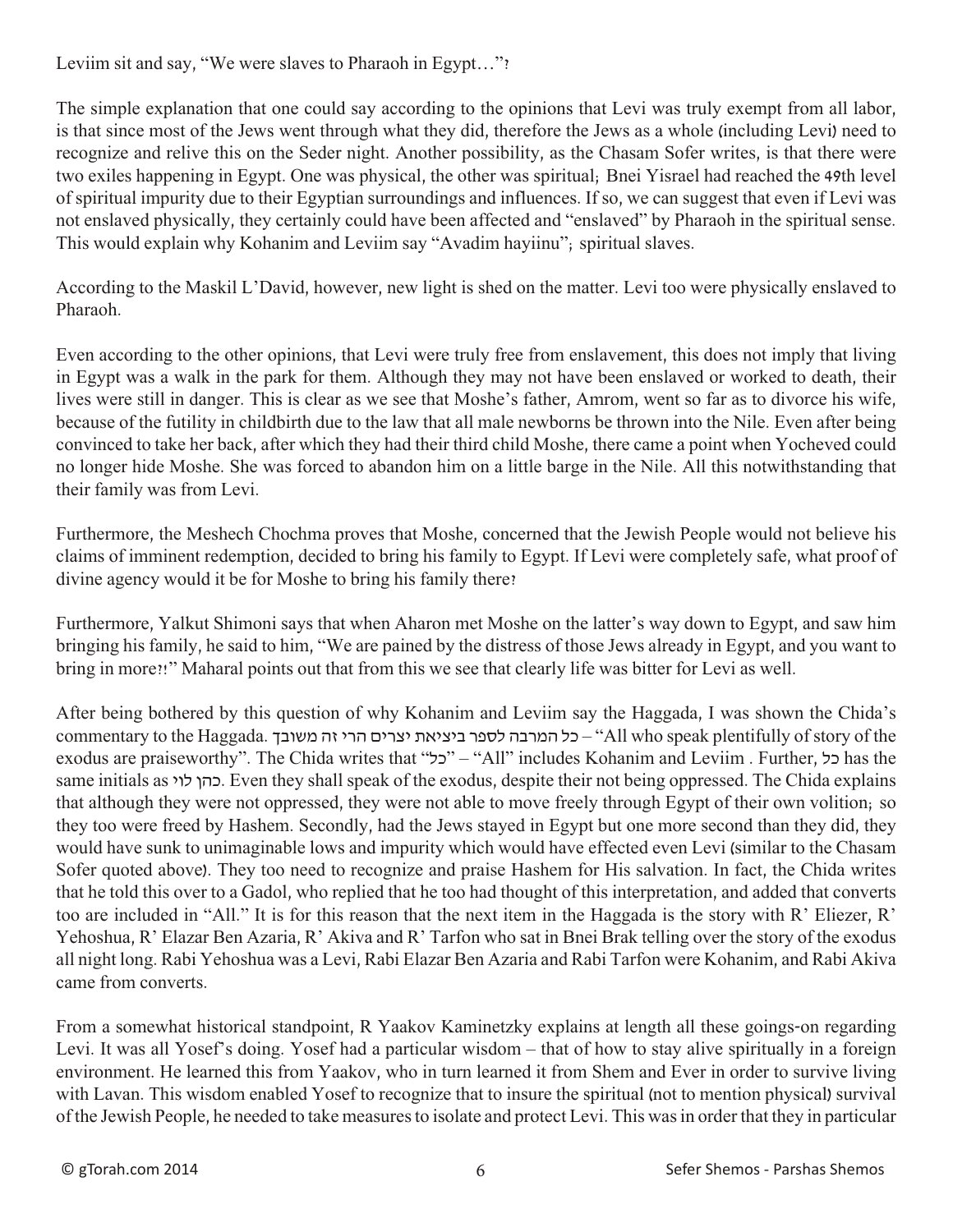Leviim sit and say, "We were slaves to Pharaoh in Egypt…"?

The simple explanation that one could say according to the opinions that Levi was truly exempt from all labor, is that since most of the Jews went through what they did, therefore the Jews as a whole (including Levi) need to recognize and relive this on the Seder night. Another possibility, as the Chasam Sofer writes, is that there were two exiles happening in Egypt. One was physical, the other was spiritual; Bnei Yisrael had reached the 49th level of spiritual impurity due to their Egyptian surroundings and influences. If so, we can suggest that even if Levi was not enslaved physically, they certainly could have been affected and "enslaved" by Pharaoh in the spiritual sense. This would explain why Kohanim and Leviim say "Avadim hayiinu"; spiritual slaves.

According to the Maskil L'David, however, new light is shed on the matter. Levi too were physically enslaved to Pharaoh.

Even according to the other opinions, that Levi were truly free from enslavement, this does not imply that living in Egypt was a walk in the park for them. Although they may not have been enslaved or worked to death, their lives were still in danger. This is clear as we see that Moshe's father, Amrom, went so far as to divorce his wife, because of the futility in childbirth due to the law that all male newborns be thrown into the Nile. Even after being convinced to take her back, after which they had their third child Moshe, there came a point when Yocheved could no longer hide Moshe. She was forced to abandon him on a little barge in the Nile. All this notwithstanding that their family was from Levi.

Furthermore, the Meshech Chochma proves that Moshe, concerned that the Jewish People would not believe his claims of imminent redemption, decided to bring his family to Egypt. If Levi were completely safe, what proof of divine agency would it be for Moshe to bring his family there?

Furthermore, Yalkut Shimoni says that when Aharon met Moshe on the latter's way down to Egypt, and saw him bringing his family, he said to him, "We are pained by the distress of those Jews already in Egypt, and you want to bring in more?!" Maharal points out that from this we see that clearly life was bitter for Levi as well.

After being bothered by this question of why Kohanim and Leviim say the Haggada, I was shown the Chida's commentary to the Haggada. כל המרבה לספר ביציאת יצרים הרי זה משובח – "All who speak plentifully of story of the exodus are praiseworthy". The Chida writes that "כל" – "All" includes Kohanim and Leviim . Further, כל has the same initials as כהן לוי. Even they shall speak of the exodus, despite their not being oppressed. The Chida explains that although they were not oppressed, they were not able to move freely through Egypt of their own volition; so they too were freed by Hashem. Secondly, had the Jews stayed in Egypt but one more second than they did, they would have sunk to unimaginable lows and impurity which would have effected even Levi (similar to the Chasam Sofer quoted above). They too need to recognize and praise Hashem for His salvation. In fact, the Chida writes that he told this over to a Gadol, who replied that he too had thought of this interpretation, and added that converts too are included in "All." It is for this reason that the next item in the Haggada is the story with R' Eliezer, R' Yehoshua, R' Elazar Ben Azaria, R' Akiva and R' Tarfon who sat in Bnei Brak telling over the story of the exodus all night long. Rabi Yehoshua was a Levi, Rabi Elazar Ben Azaria and Rabi Tarfon were Kohanim, and Rabi Akiva came from converts.

From a somewhat historical standpoint, R Yaakov Kaminetzky explains at length all these goings-on regarding Levi. It was all Yosef's doing. Yosef had a particular wisdom – that of how to stay alive spiritually in a foreign environment. He learned this from Yaakov, who in turn learned it from Shem and Ever in order to survive living with Lavan. This wisdom enabled Yosef to recognize that to insure the spiritual (not to mention physical) survival of the Jewish People, he needed to take measures to isolate and protect Levi. This was in order that they in particular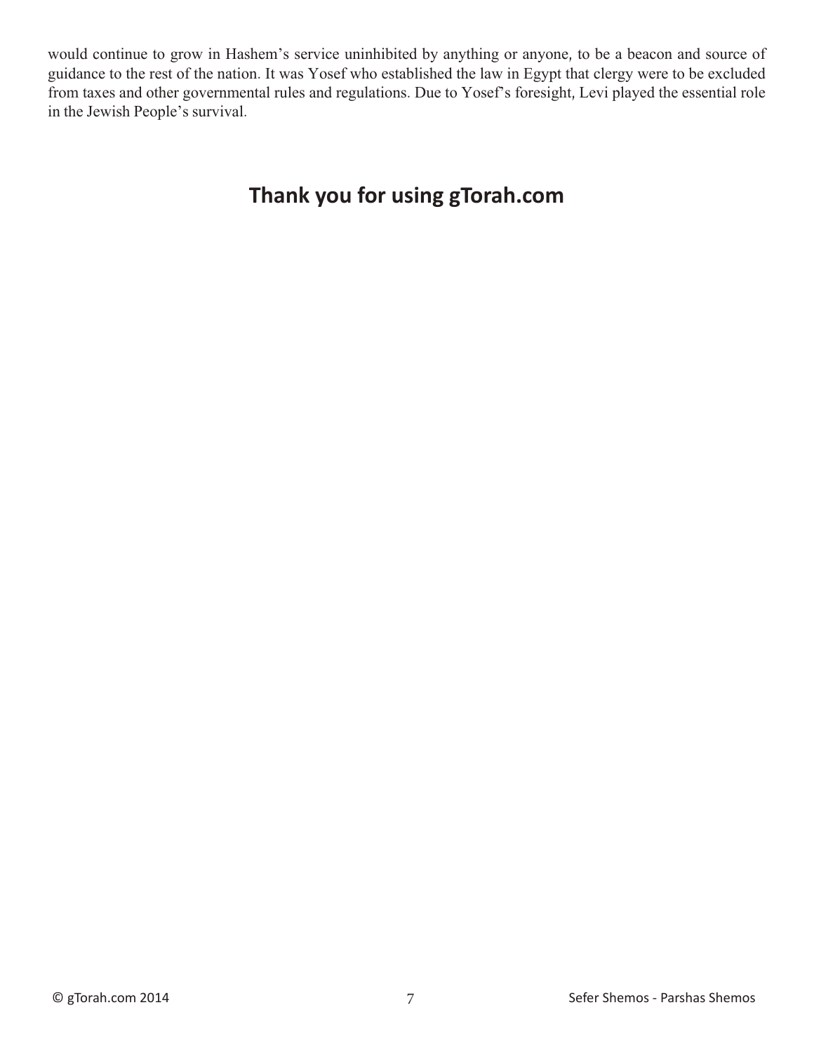would continue to grow in Hashem's service uninhibited by anything or anyone, to be a beacon and source of guidance to the rest of the nation. It was Yosef who established the law in Egypt that clergy were to be excluded from taxes and other governmental rules and regulations. Due to Yosef's foresight, Levi played the essential role in the Jewish People's survival.

## Thank you for using gTorah.com